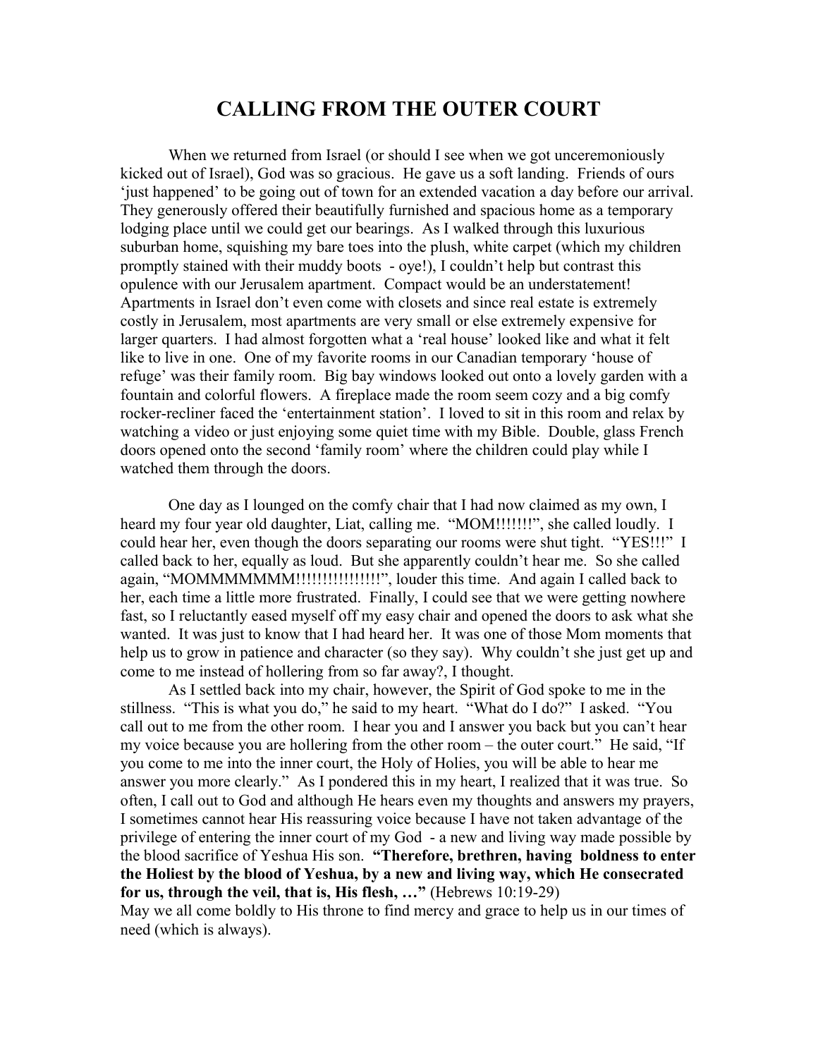# CALLING FROM THE OUTER COURT

When we returned from Israel (or should I see when we got unceremoniously kicked out of Israel), God was so gracious. He gave us a soft landing. Friends of ours 'just happened' to be going out of town for an extended vacation a day before our arrival. They generously offered their beautifully furnished and spacious home as a temporary lodging place until we could get our bearings. As I walked through this luxurious suburban home, squishing my bare toes into the plush, white carpet (which my children promptly stained with their muddy boots - oye!), I couldn't help but contrast this opulence with our Jerusalem apartment. Compact would be an understatement! Apartments in Israel don't even come with closets and since real estate is extremely costly in Jerusalem, most apartments are very small or else extremely expensive for larger quarters. I had almost forgotten what a 'real house' looked like and what it felt like to live in one. One of my favorite rooms in our Canadian temporary 'house of refuge' was their family room. Big bay windows looked out onto a lovely garden with a fountain and colorful flowers. A fireplace made the room seem cozy and a big comfy rocker-recliner faced the 'entertainment station'. I loved to sit in this room and relax by watching a video or just enjoying some quiet time with my Bible. Double, glass French doors opened onto the second 'family room' where the children could play while I watched them through the doors.

One day as I lounged on the comfy chair that I had now claimed as my own, I heard my four year old daughter, Liat, calling me. "MOM!!!!!!!", she called loudly. I could hear her, even though the doors separating our rooms were shut tight. "YES!!!" I called back to her, equally as loud. But she apparently couldn't hear me. So she called again, "MOMMMMMMM!!!!!!!!!!!!!!!", louder this time. And again I called back to her, each time a little more frustrated. Finally, I could see that we were getting nowhere fast, so I reluctantly eased myself off my easy chair and opened the doors to ask what she wanted. It was just to know that I had heard her. It was one of those Mom moments that help us to grow in patience and character (so they say). Why couldn't she just get up and come to me instead of hollering from so far away?, I thought.

As I settled back into my chair, however, the Spirit of God spoke to me in the stillness. "This is what you do," he said to my heart. "What do I do?" I asked. "You call out to me from the other room. I hear you and I answer you back but you can't hear my voice because you are hollering from the other room – the outer court." He said, "If you come to me into the inner court, the Holy of Holies, you will be able to hear me answer you more clearly." As I pondered this in my heart, I realized that it was true. So often, I call out to God and although He hears even my thoughts and answers my prayers, I sometimes cannot hear His reassuring voice because I have not taken advantage of the privilege of entering the inner court of my God - a new and living way made possible by the blood sacrifice of Yeshua His son. **"Therefore, brethren, having boldness to enter the Holiest by the blood of Yeshua, by a new and living way, which He consecrated for us, through the veil, that is, His flesh, …"** (Hebrews 10:19-29)
May we all come boldly to His throne to find mercy and grace to help us in our times of need (which is always).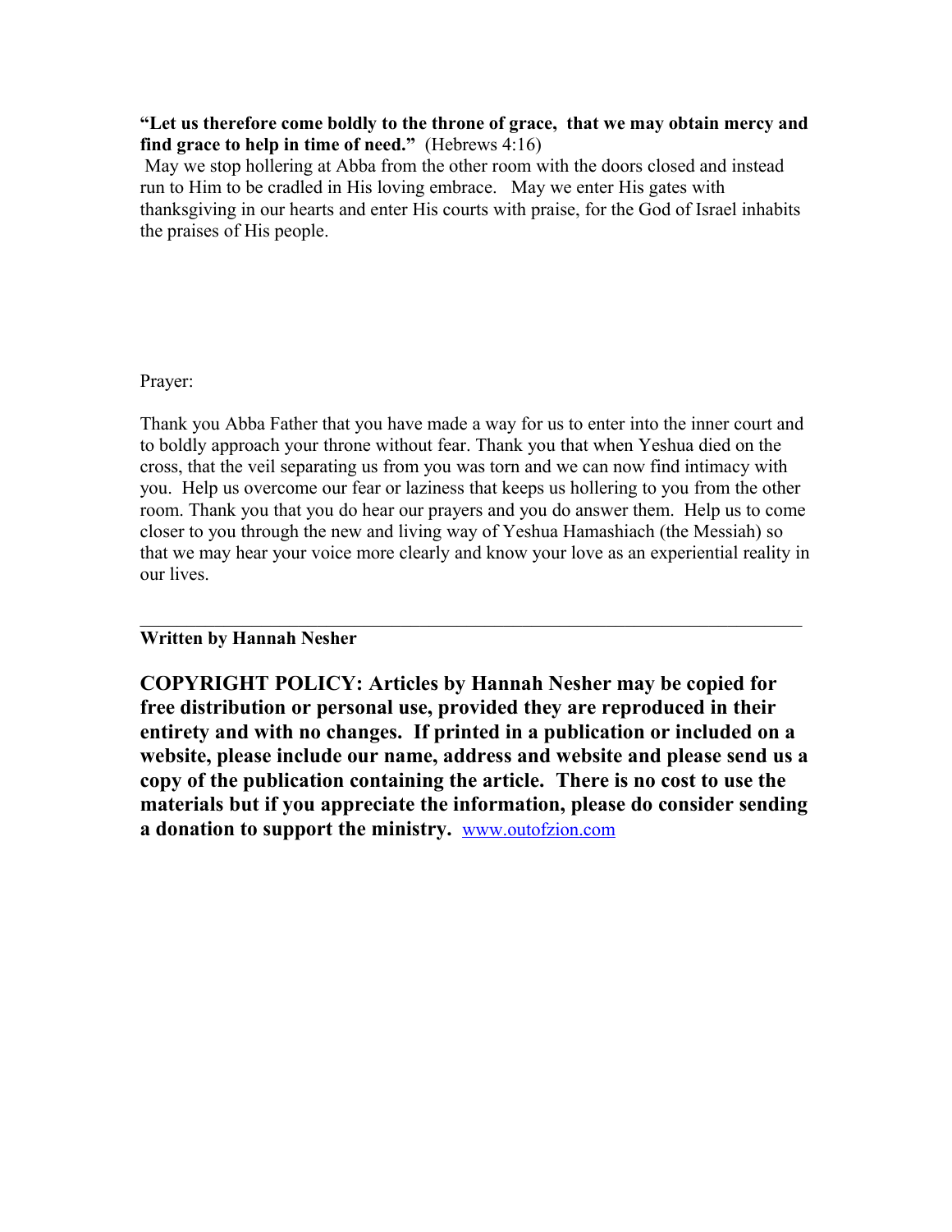**"Let us therefore come boldly to the throne of grace, that we may obtain mercy and find grace to help in time of need."** (Hebrews 4:16)

May we stop hollering at Abba from the other room with the doors closed and instead run to Him to be cradled in His loving embrace. May we enter His gates with thanksgiving in our hearts and enter His courts with praise, for the God of Israel inhabits the praises of His people.

Prayer:

Thank you Abba Father that you have made a way for us to enter into the inner court and to boldly approach your throne without fear. Thank you that when Yeshua died on the cross, that the veil separating us from you was torn and we can now find intimacy with you. Help us overcome our fear or laziness that keeps us hollering to you from the other room. Thank you that you do hear our prayers and you do answer them. Help us to come closer to you through the new and living way of Yeshua Hamashiach (the Messiah) so that we may hear your voice more clearly and know your love as an experiential reality in our lives.

---

**Written by Hannah Nesher**

**COPYRIGHT POLICY: Articles by Hannah Nesher may be copied for free distribution or personal use, provided they are reproduced in their entirety and with no changes. If printed in a publication or included on a website, please include our name, address and website and please send us a copy of the publication containing the article. There is no cost to use the materials but if you appreciate the information, please do consider sending a donation to support the ministry.** [www.outofzion.com](http://www.outofzion.com)